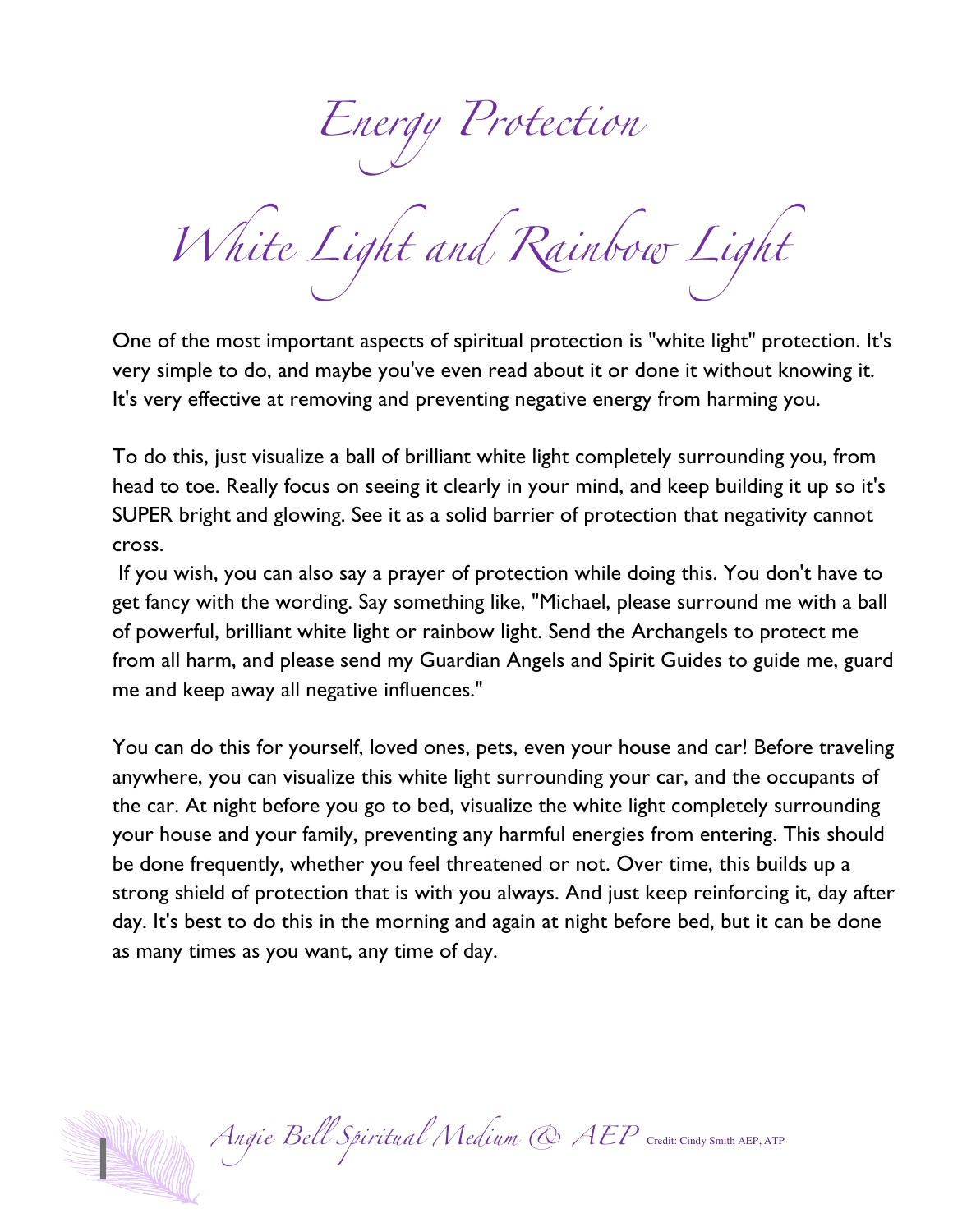# Energy Protection

## White Light and Rainbow Light

One of the most important aspects of spiritual protection is "white light" protection. It's very simple to do, and maybe you've even read about it or done it without knowing it. It's very effective at removing and preventing negative energy from harming you.

To do this, just visualize a ball of brilliant white light completely surrounding you, from head to toe. Really focus on seeing it clearly in your mind, and keep building it up so it's SUPER bright and glowing. See it as a solid barrier of protection that negativity cannot cross.

If you wish, you can also say a prayer of protection while doing this. You don't have to get fancy with the wording. Say something like, "Michael, please surround me with a ball of powerful, brilliant white light or rainbow light. Send the Archangels to protect me from all harm, and please send my Guardian Angels and Spirit Guides to guide me, guard me and keep away all negative influences."

You can do this for yourself, loved ones, pets, even your house and car! Before traveling anywhere, you can visualize this white light surrounding your car, and the occupants of the car. At night before you go to bed, visualize the white light completely surrounding your house and your family, preventing any harmful energies from entering. This should be done frequently, whether you feel threatened or not. Over time, this builds up a strong shield of protection that is with you always. And just keep reinforcing it, day after day. It's best to do this in the morning and again at night before bed, but it can be done as many times as you want, any time of day.

*Angie Bell Spiritual Medium & AEP* Credit: Cindy Smith AEP, ATP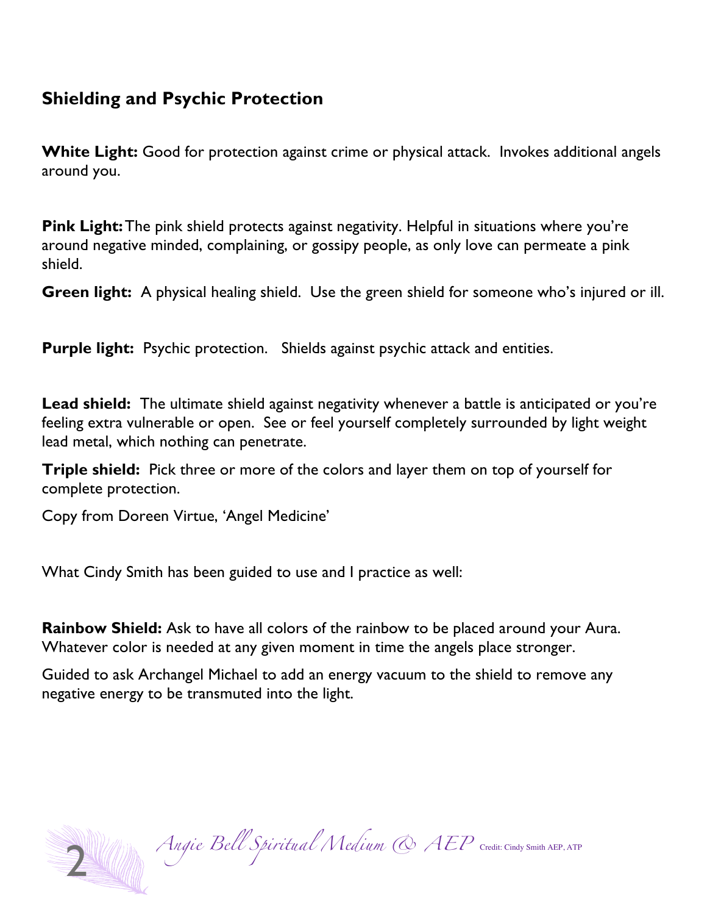## Shielding and Psychic Protection

**White Light:** Good for protection against crime or physical attack. Invokes additional angels around you.

**Pink Light:** The pink shield protects against negativity. Helpful in situations where you're around negative minded, complaining, or gossipy people, as only love can permeate a pink shield.

**Green light:** A physical healing shield. Use the green shield for someone who's injured or ill.

**Purple light:** Psychic protection. Shields against psychic attack and entities.

**Lead shield:** The ultimate shield against negativity whenever a battle is anticipated or you're feeling extra vulnerable or open. See or feel yourself completely surrounded by light weight lead metal, which nothing can penetrate.

**Triple shield:** Pick three or more of the colors and layer them on top of yourself for complete protection.

Copy from Doreen Virtue, 'Angel Medicine'

What Cindy Smith has been guided to use and I practice as well:

**Rainbow Shield:** Ask to have all colors of the rainbow to be placed around your Aura. Whatever color is needed at any given moment in time the angels place stronger.

Guided to ask Archangel Michael to add an energy vacuum to the shield to remove any negative energy to be transmuted into the light.